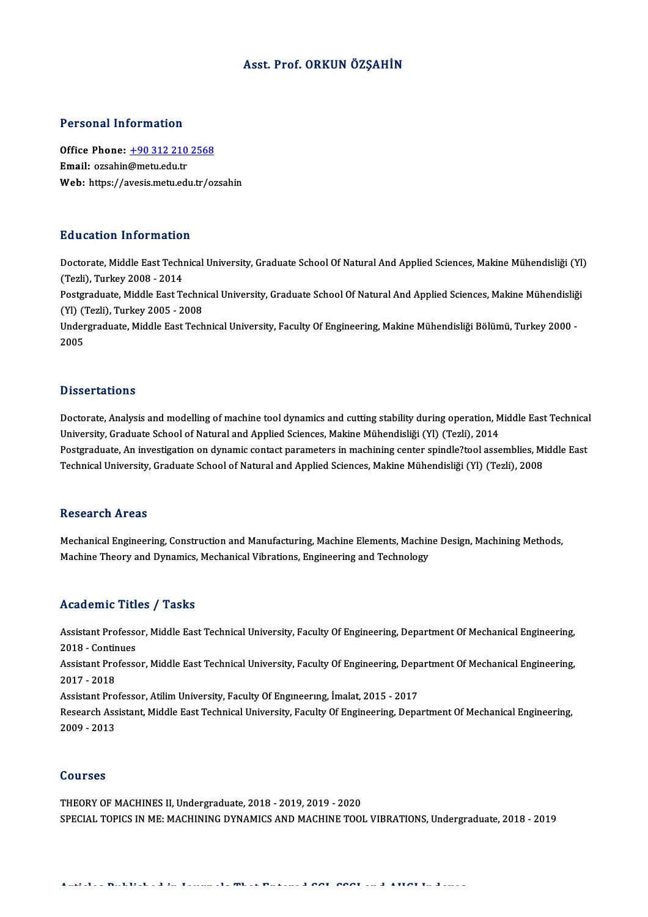# Asst. Prof. ORKUN ÖZŞAHİN

## Personal Information

**Office Phone:** +90 312 210 2568
**Email:** ozsahin@metu.edu.tr
**Web:** https://avesis.metu.edu.tr/ozsahin

## Education Information

Doctorate, Middle East Technical University, Graduate School Of Natural And Applied Sciences, Makine Mühendisliği (Yl) (Tezli), Turkey 2008 - 2014
Postgraduate, Middle East Technical University, Graduate School Of Natural And Applied Sciences, Makine Mühendisliği (Yl) (Tezli), Turkey 2005 - 2008
Undergraduate, Middle East Technical University, Faculty Of Engineering, Makine Mühendisliği Bölümü, Turkey 2000 - 2005

## Dissertations

Doctorate, Analysis and modelling of machine tool dynamics and cutting stability during operation, Middle East Technical University, Graduate School of Natural and Applied Sciences, Makine Mühendisliği (Yl) (Tezli), 2014
Postgraduate, An investigation on dynamic contact parameters in machining center spindle?tool assemblies, Middle East Technical University, Graduate School of Natural and Applied Sciences, Makine Mühendisliği (Yl) (Tezli), 2008

## Research Areas

Mechanical Engineering, Construction and Manufacturing, Machine Elements, Machine Design, Machining Methods, Machine Theory and Dynamics, Mechanical Vibrations, Engineering and Technology

## Academic Titles / Tasks

Assistant Professor, Middle East Technical University, Faculty Of Engineering, Department Of Mechanical Engineering, 2018 - Continues
Assistant Professor, Middle East Technical University, Faculty Of Engineering, Department Of Mechanical Engineering, 2017 - 2018
Assistant Professor, Atilim University, Faculty Of Engıneerıng, İmalat, 2015 - 2017
Research Assistant, Middle East Technical University, Faculty Of Engineering, Department Of Mechanical Engineering, 2009 - 2013

## Courses

THEORY OF MACHINES II, Undergraduate, 2018 - 2019, 2019 - 2020
SPECIAL TOPICS IN ME: MACHINING DYNAMICS AND MACHINE TOOL VIBRATIONS, Undergraduate, 2018 - 2019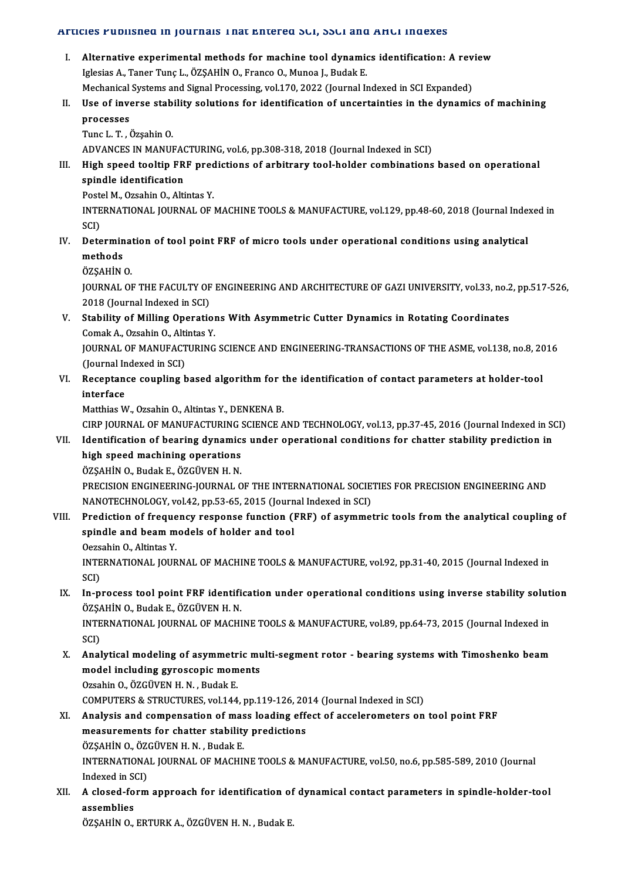## Articles Published in Journals That Entered SCI, SSCI and AHCI Indexes

I. **Alternative experimental methods for machine tool dynamics identification: A review**
   Iglesias A., Taner Tunç L., ÖZŞAHİN O., Franco O., Munoa J., Budak E.
   Mechanical Systems and Signal Processing, vol.170, 2022 (Journal Indexed in SCI Expanded)

II. **Use of inverse stability solutions for identification of uncertainties in the dynamics of machining processes**
   Tunc L. T. , Özşahin O.
   ADVANCES IN MANUFACTURING, vol.6, pp.308-318, 2018 (Journal Indexed in SCI)

III. **High speed tooltip FRF predictions of arbitrary tool-holder combinations based on operational spindle identification**
   Postel M., Ozsahin O., Altintas Y.
   INTERNATIONAL JOURNAL OF MACHINE TOOLS & MANUFACTURE, vol.129, pp.48-60, 2018 (Journal Indexed in SCI)

IV. **Determination of tool point FRF of micro tools under operational conditions using analytical methods**
   ÖZŞAHİN O.
   JOURNAL OF THE FACULTY OF ENGINEERING AND ARCHITECTURE OF GAZI UNIVERSITY, vol.33, no.2, pp.517-526, 2018 (Journal Indexed in SCI)

V. **Stability of Milling Operations With Asymmetric Cutter Dynamics in Rotating Coordinates**
   Comak A., Ozsahin O., Altintas Y.
   JOURNAL OF MANUFACTURING SCIENCE AND ENGINEERING-TRANSACTIONS OF THE ASME, vol.138, no.8, 2016 (Journal Indexed in SCI)

VI. **Receptance coupling based algorithm for the identification of contact parameters at holder-tool interface**
   Matthias W., Ozsahin O., Altintas Y., DENKENA B.
   CIRP JOURNAL OF MANUFACTURING SCIENCE AND TECHNOLOGY, vol.13, pp.37-45, 2016 (Journal Indexed in SCI)

VII. **Identification of bearing dynamics under operational conditions for chatter stability prediction in high speed machining operations**
   ÖZŞAHİN O., Budak E., ÖZGÜVEN H. N.
   PRECISION ENGINEERING-JOURNAL OF THE INTERNATIONAL SOCIETIES FOR PRECISION ENGINEERING AND NANOTECHNOLOGY, vol.42, pp.53-65, 2015 (Journal Indexed in SCI)

VIII. **Prediction of frequency response function (FRF) of asymmetric tools from the analytical coupling of spindle and beam models of holder and tool**
   Oezsahin O., Altintas Y.
   INTERNATIONAL JOURNAL OF MACHINE TOOLS & MANUFACTURE, vol.92, pp.31-40, 2015 (Journal Indexed in SCI)

IX. **In-process tool point FRF identification under operational conditions using inverse stability solution**
   ÖZŞAHİN O., Budak E., ÖZGÜVEN H. N.
   INTERNATIONAL JOURNAL OF MACHINE TOOLS & MANUFACTURE, vol.89, pp.64-73, 2015 (Journal Indexed in SCI)

X. **Analytical modeling of asymmetric multi-segment rotor - bearing systems with Timoshenko beam model including gyroscopic moments**
   Ozsahin O., ÖZGÜVEN H. N. , Budak E.
   COMPUTERS & STRUCTURES, vol.144, pp.119-126, 2014 (Journal Indexed in SCI)

XI. **Analysis and compensation of mass loading effect of accelerometers on tool point FRF measurements for chatter stability predictions**
   ÖZŞAHİN O., ÖZGÜVEN H. N. , Budak E.
   INTERNATIONAL JOURNAL OF MACHINE TOOLS & MANUFACTURE, vol.50, no.6, pp.585-589, 2010 (Journal Indexed in SCI)

XII. **A closed-form approach for identification of dynamical contact parameters in spindle-holder-tool assemblies**
   ÖZŞAHİN O., ERTURK A., ÖZGÜVEN H. N. , Budak E.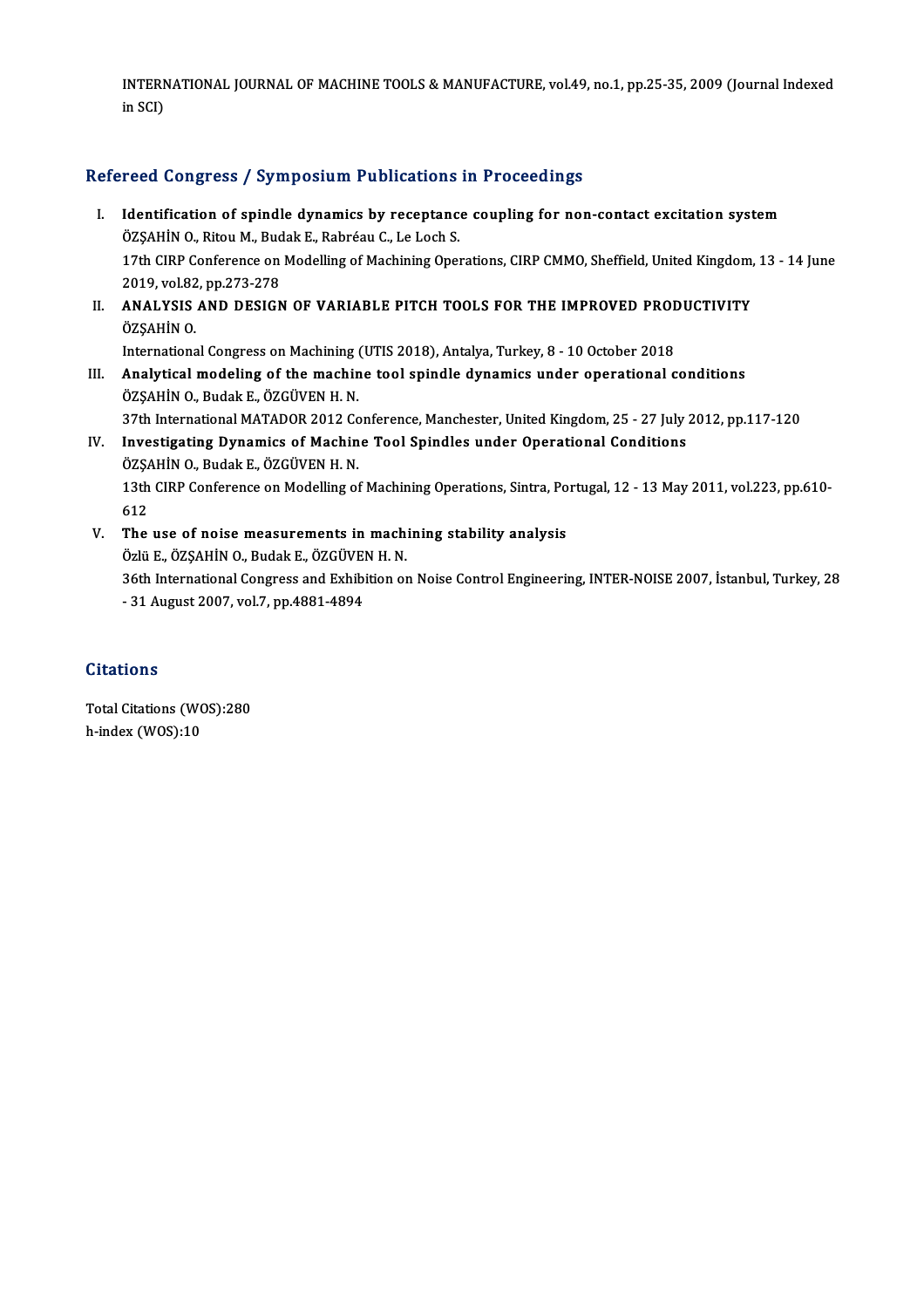INTERNATIONAL JOURNAL OF MACHINE TOOLS & MANUFACTURE, vol.49, no.1, pp.25-35, 2009 (Journal Indexed in SCI)

## Refereed Congress / Symposium Publications in Proceedings

I. **Identification of spindle dynamics by receptance coupling for non-contact excitation system**
   ÖZŞAHİN O., Ritou M., Budak E., Rabréau C., Le Loch S.
   17th CIRP Conference on Modelling of Machining Operations, CIRP CMMO, Sheffield, United Kingdom, 13 - 14 June 2019, vol.82, pp.273-278

II. **ANALYSIS AND DESIGN OF VARIABLE PITCH TOOLS FOR THE IMPROVED PRODUCTIVITY**
   ÖZŞAHİN O.
   International Congress on Machining (UTIS 2018), Antalya, Turkey, 8 - 10 October 2018

III. **Analytical modeling of the machine tool spindle dynamics under operational conditions**
   ÖZŞAHİN O., Budak E., ÖZGÜVEN H. N.
   37th International MATADOR 2012 Conference, Manchester, United Kingdom, 25 - 27 July 2012, pp.117-120

IV. **Investigating Dynamics of Machine Tool Spindles under Operational Conditions**
   ÖZŞAHİN O., Budak E., ÖZGÜVEN H. N.
   13th CIRP Conference on Modelling of Machining Operations, Sintra, Portugal, 12 - 13 May 2011, vol.223, pp.610-612

V. **The use of noise measurements in machining stability analysis**
   Özlü E., ÖZŞAHİN O., Budak E., ÖZGÜVEN H. N.
   36th International Congress and Exhibition on Noise Control Engineering, INTER-NOISE 2007, İstanbul, Turkey, 28 - 31 August 2007, vol.7, pp.4881-4894

## Citations

Total Citations (WOS):280
h-index (WOS):10